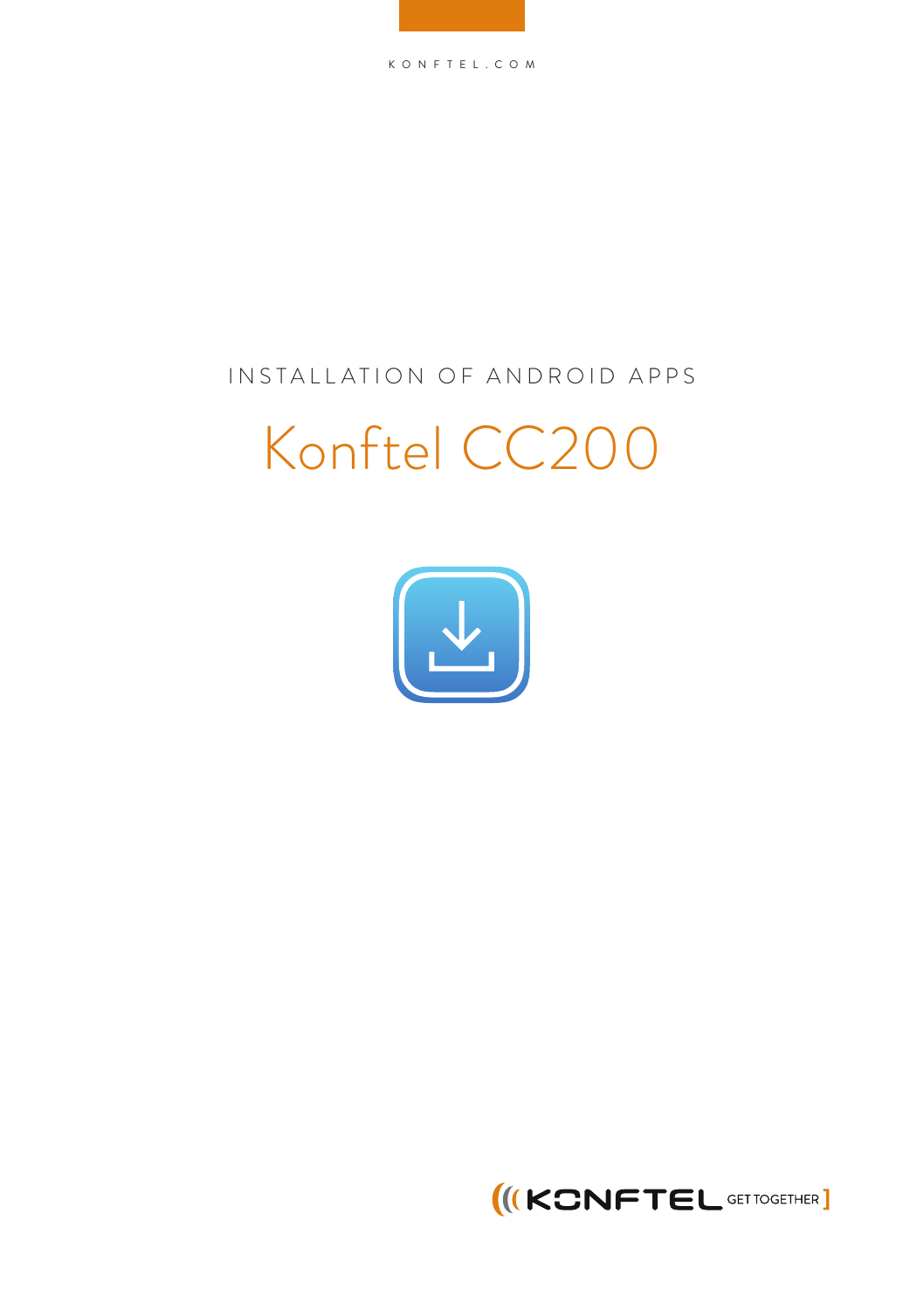KONFTEL.COM

INSTALLATION OF ANDROID APPS

# Konftel CC200

KONFTEL GET TOGETHER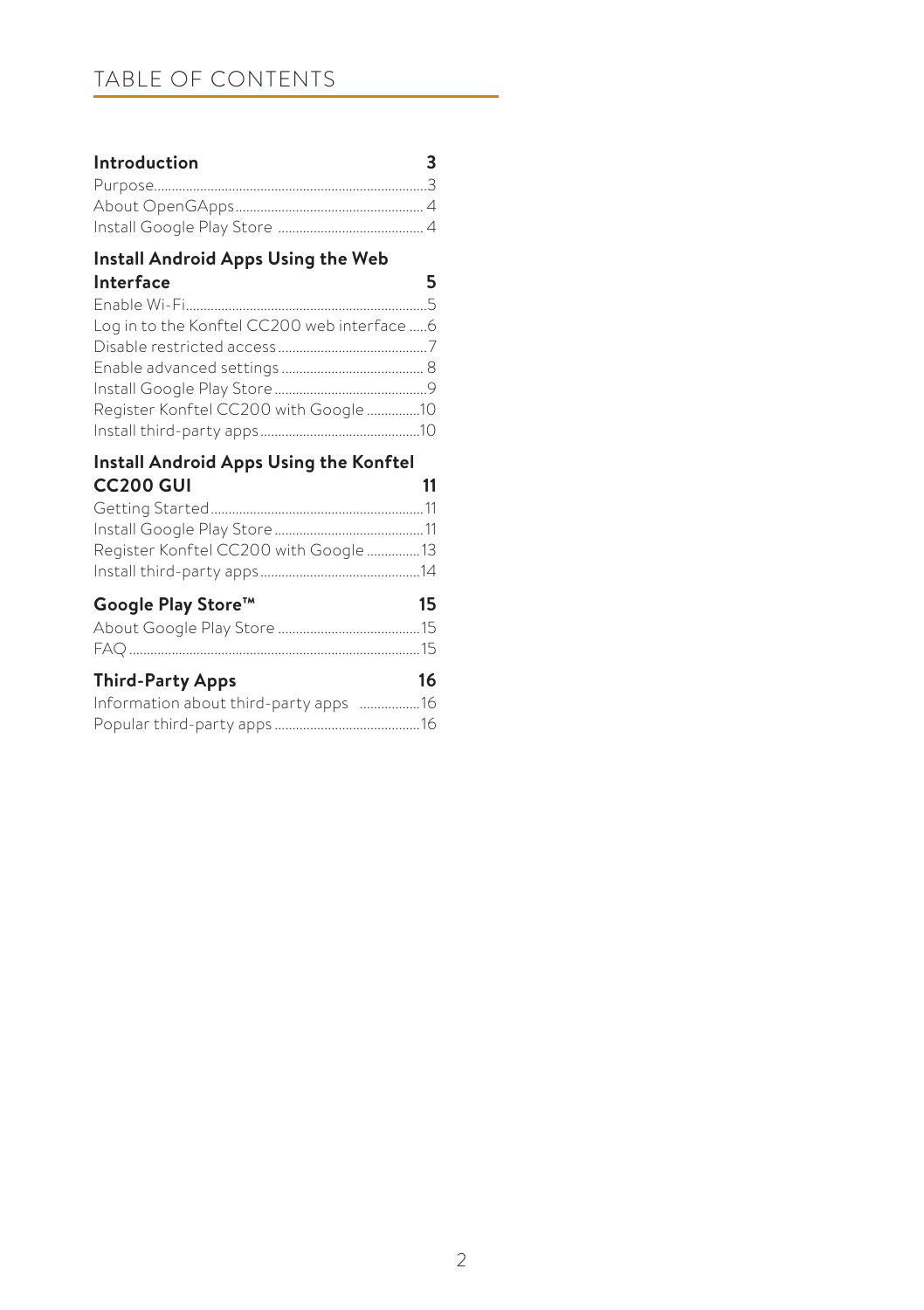# TABLE OF CONTENTS

**Introduction** 3

- Purpose 3
- About OpenGApps 4
- Install Google Play Store 4

**Install Android Apps Using the Web Interface** 5

- Enable Wi-Fi 5
- Log in to the Konftel CC200 web interface 6
- Disable restricted access 7
- Enable advanced settings 8
- Install Google Play Store 9
- Register Konftel CC200 with Google 10
- Install third-party apps 10

**Install Android Apps Using the Konftel CC200 GUI** 11

- Getting Started 11
- Install Google Play Store 11
- Register Konftel CC200 with Google 13
- Install third-party apps 14

**Google Play Store™** 15

- About Google Play Store 15
- FAQ 15

**Third-Party Apps** 16

- Information about third-party apps 16
- Popular third-party apps 16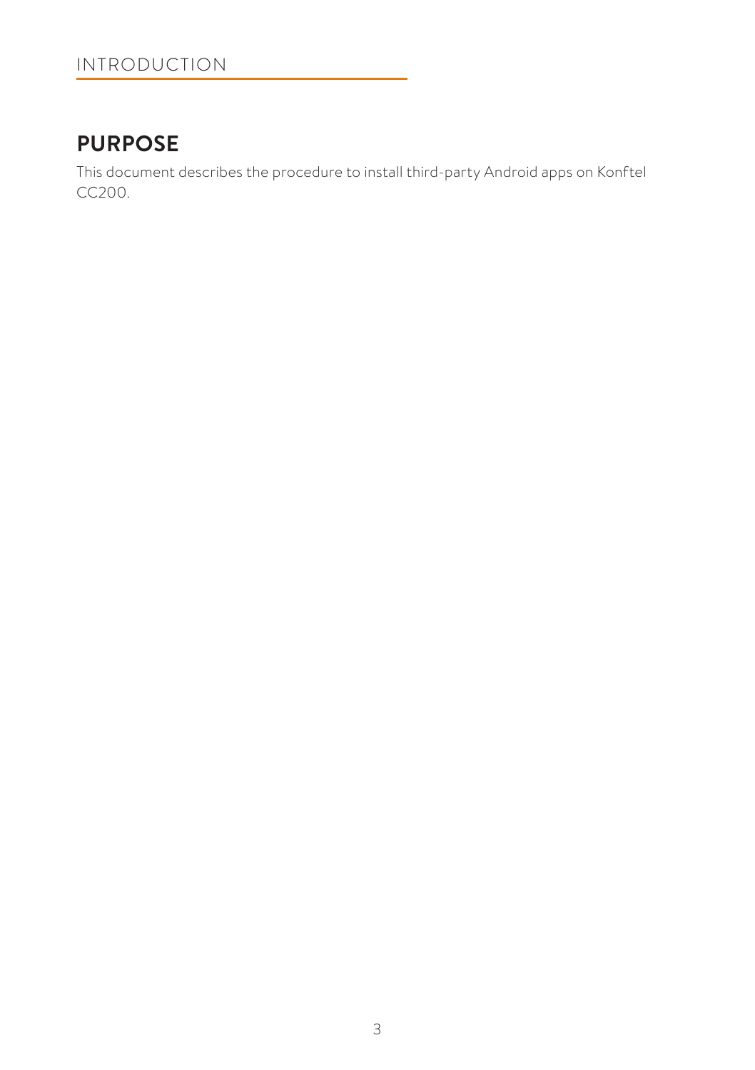# INTRODUCTION

## PURPOSE

This document describes the procedure to install third-party Android apps on Konftel CC200.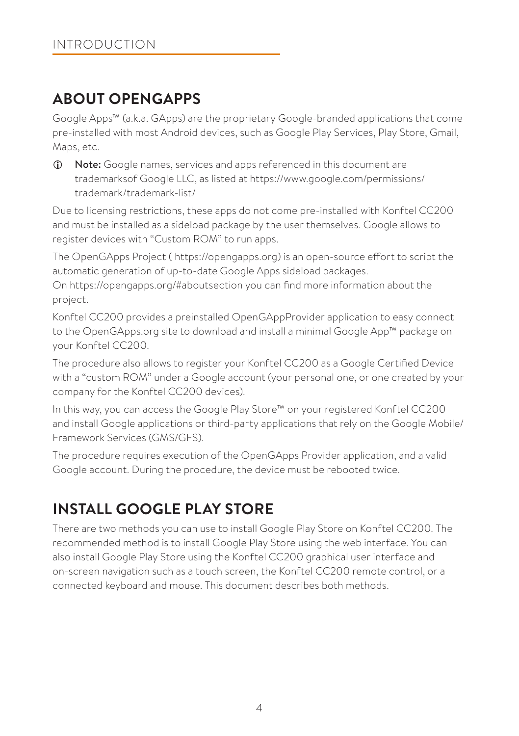## ABOUT OPENGAPPS

Google Apps™ (a.k.a. GApps) are the proprietary Google-branded applications that come pre-installed with most Android devices, such as Google Play Services, Play Store, Gmail, Maps, etc.

ⓘ **Note:** Google names, services and apps referenced in this document are trademarksof Google LLC, as listed at https://www.google.com/permissions/trademark/trademark-list/

Due to licensing restrictions, these apps do not come pre-installed with Konftel CC200 and must be installed as a sideload package by the user themselves. Google allows to register devices with "Custom ROM" to run apps.

The OpenGApps Project ( https://opengapps.org) is an open-source effort to script the automatic generation of up-to-date Google Apps sideload packages.
On https://opengapps.org/#aboutsection you can find more information about the project.

Konftel CC200 provides a preinstalled OpenGAppProvider application to easy connect to the OpenGApps.org site to download and install a minimal Google App™ package on your Konftel CC200.

The procedure also allows to register your Konftel CC200 as a Google Certified Device with a "custom ROM" under a Google account (your personal one, or one created by your company for the Konftel CC200 devices).

In this way, you can access the Google Play Store™ on your registered Konftel CC200 and install Google applications or third-party applications that rely on the Google Mobile/Framework Services (GMS/GFS).

The procedure requires execution of the OpenGApps Provider application, and a valid Google account. During the procedure, the device must be rebooted twice.

## INSTALL GOOGLE PLAY STORE

There are two methods you can use to install Google Play Store on Konftel CC200. The recommended method is to install Google Play Store using the web interface. You can also install Google Play Store using the Konftel CC200 graphical user interface and on-screen navigation such as a touch screen, the Konftel CC200 remote control, or a connected keyboard and mouse. This document describes both methods.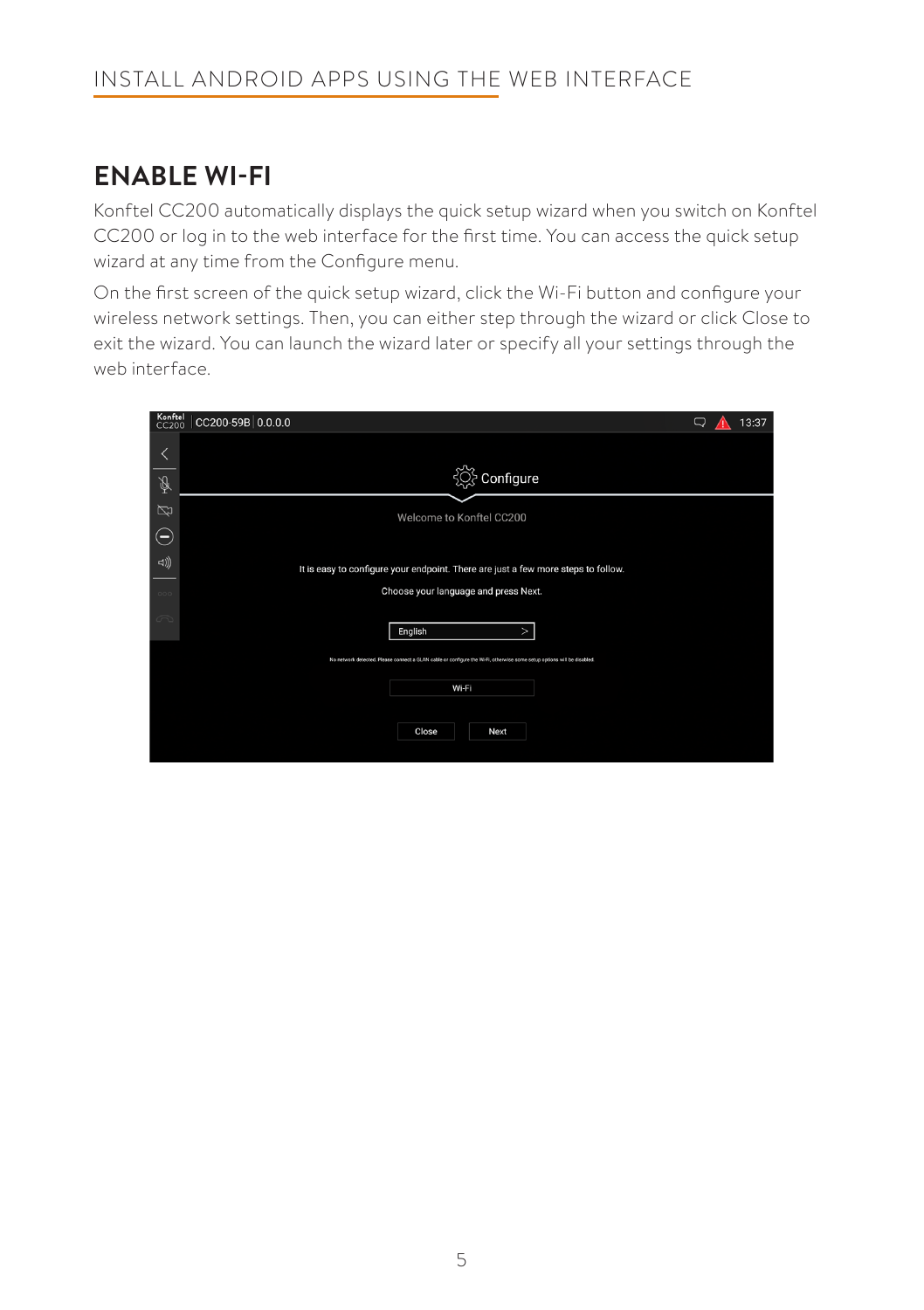## ENABLE WI-FI

Konftel CC200 automatically displays the quick setup wizard when you switch on Konftel CC200 or log in to the web interface for the first time. You can access the quick setup wizard at any time from the Configure menu.

On the first screen of the quick setup wizard, click the Wi-Fi button and configure your wireless network settings. Then, you can either step through the wizard or click Close to exit the wizard. You can launch the wizard later or specify all your settings through the web interface.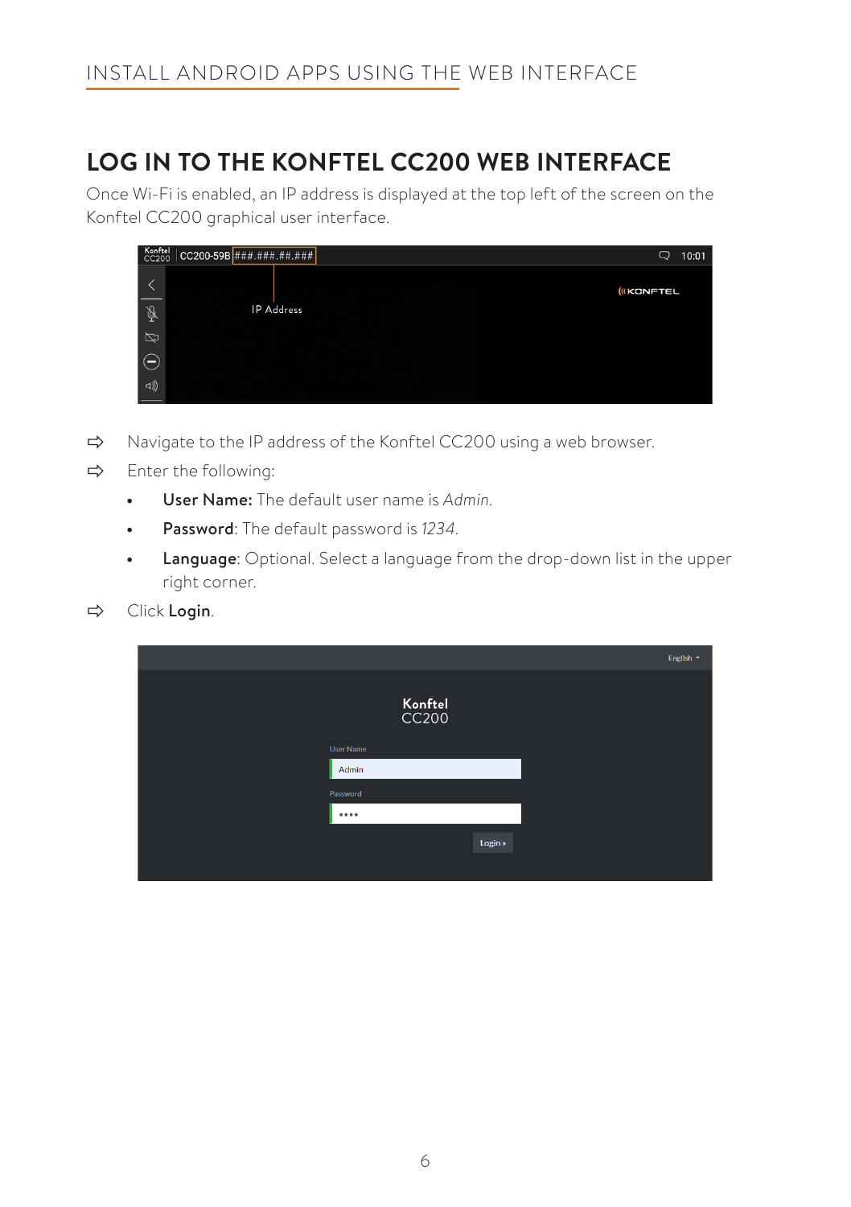## LOG IN TO THE KONFTEL CC200 WEB INTERFACE

Once Wi-Fi is enabled, an IP address is displayed at the top left of the screen on the Konftel CC200 graphical user interface.

⇨ Navigate to the IP address of the Konftel CC200 using a web browser.

⇨ Enter the following:

- **User Name:** The default user name is *Admin*.
- **Password**: The default password is *1234*.
- **Language**: Optional. Select a language from the drop-down list in the upper right corner.

⇨ Click **Login**.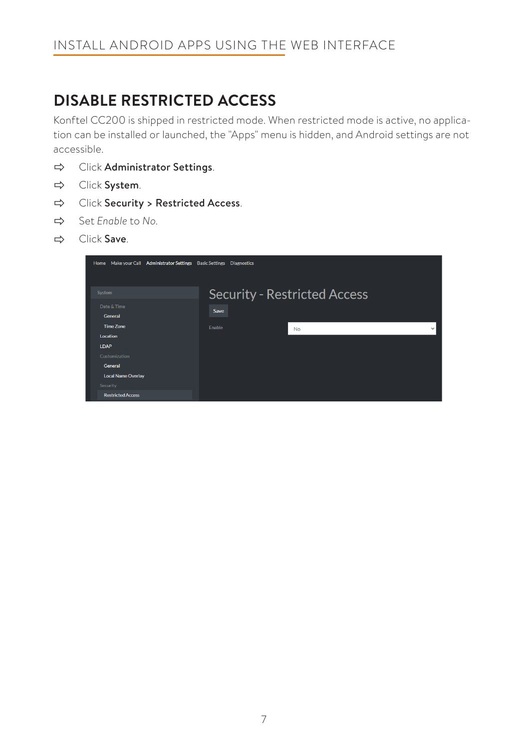## DISABLE RESTRICTED ACCESS

Konftel CC200 is shipped in restricted mode. When restricted mode is active, no application can be installed or launched, the "Apps" menu is hidden, and Android settings are not accessible.

- ⇨ Click **Administrator Settings**.
- ⇨ Click **System**.
- ⇨ Click **Security > Restricted Access**.
- ⇨ Set *Enable* to *No*.
- ⇨ Click **Save**.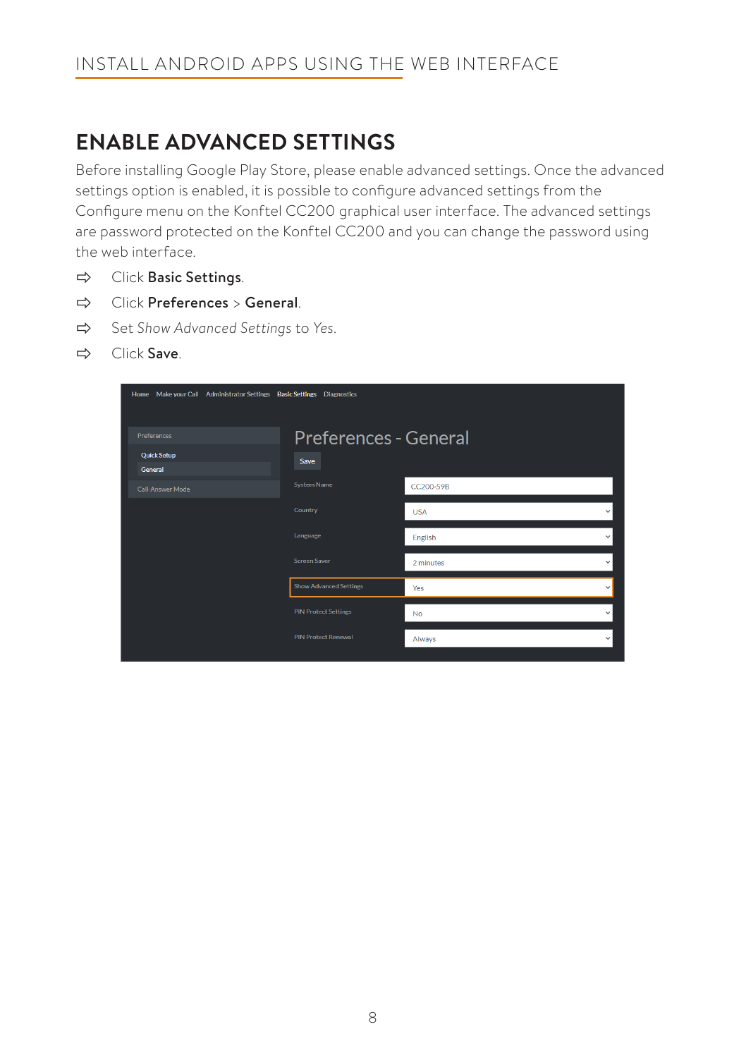## ENABLE ADVANCED SETTINGS

Before installing Google Play Store, please enable advanced settings. Once the advanced settings option is enabled, it is possible to configure advanced settings from the Configure menu on the Konftel CC200 graphical user interface. The advanced settings are password protected on the Konftel CC200 and you can change the password using the web interface.

- ⇨ Click **Basic Settings**.
- ⇨ Click **Preferences** > **General**.
- ⇨ Set *Show Advanced Settings* to *Yes*.
- ⇨ Click **Save**.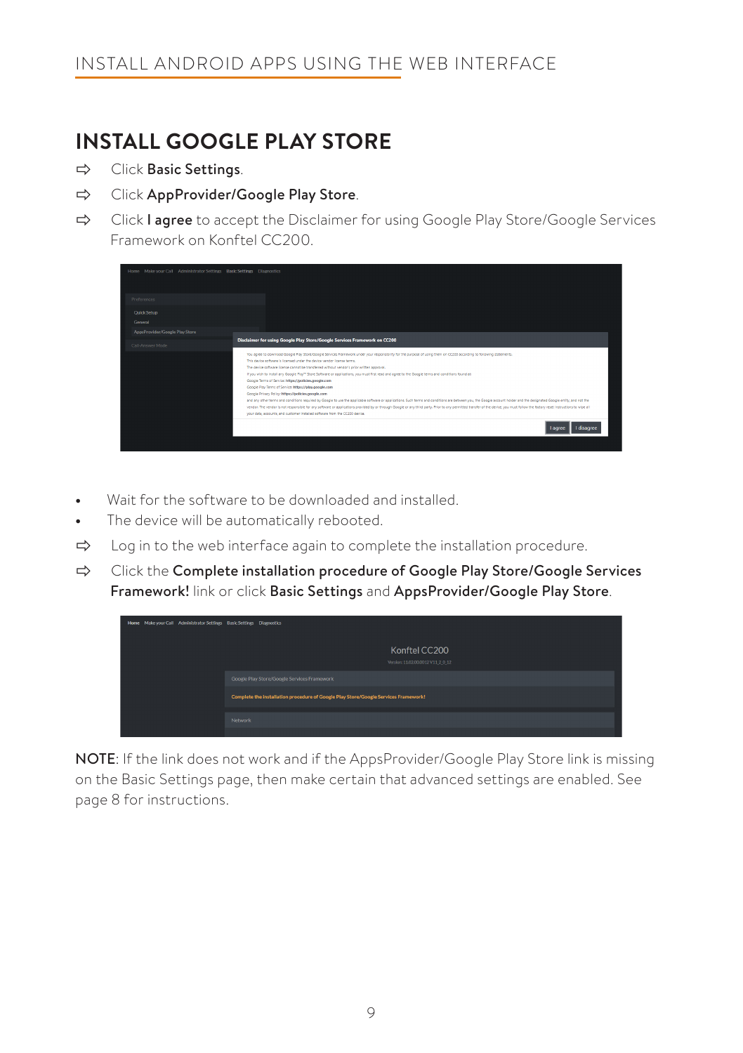## INSTALL GOOGLE PLAY STORE

⇨ Click **Basic Settings**.

⇨ Click **AppProvider/Google Play Store**.

⇨ Click **I agree** to accept the Disclaimer for using Google Play Store/Google Services Framework on Konftel CC200.

- Wait for the software to be downloaded and installed.
- The device will be automatically rebooted.

⇨ Log in to the web interface again to complete the installation procedure.

⇨ Click the **Complete installation procedure of Google Play Store/Google Services Framework!** link or click **Basic Settings** and **AppsProvider/Google Play Store**.

**NOTE**: If the link does not work and if the AppsProvider/Google Play Store link is missing on the Basic Settings page, then make certain that advanced settings are enabled. See page 8 for instructions.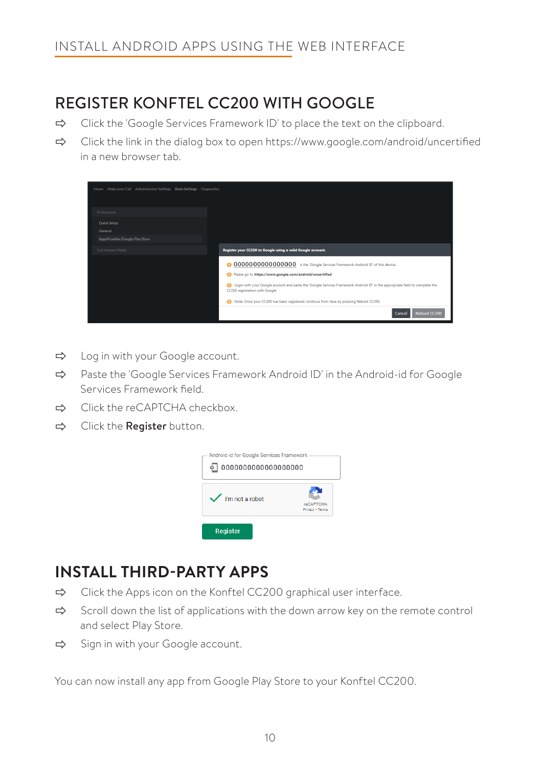INSTALL ANDROID APPS USING THE WEB INTERFACE

## REGISTER KONFTEL CC200 WITH GOOGLE

- Click the 'Google Services Framework ID' to place the text on the clipboard.
- Click the link in the dialog box to open https://www.google.com/android/uncertified in a new browser tab.

- Log in with your Google account.
- Paste the 'Google Services Framework Android ID' in the Android-id for Google Services Framework field.
- Click the reCAPTCHA checkbox.
- Click the **Register** button.

## INSTALL THIRD-PARTY APPS

- Click the Apps icon on the Konftel CC200 graphical user interface.
- Scroll down the list of applications with the down arrow key on the remote control and select Play Store.
- Sign in with your Google account.

You can now install any app from Google Play Store to your Konftel CC200.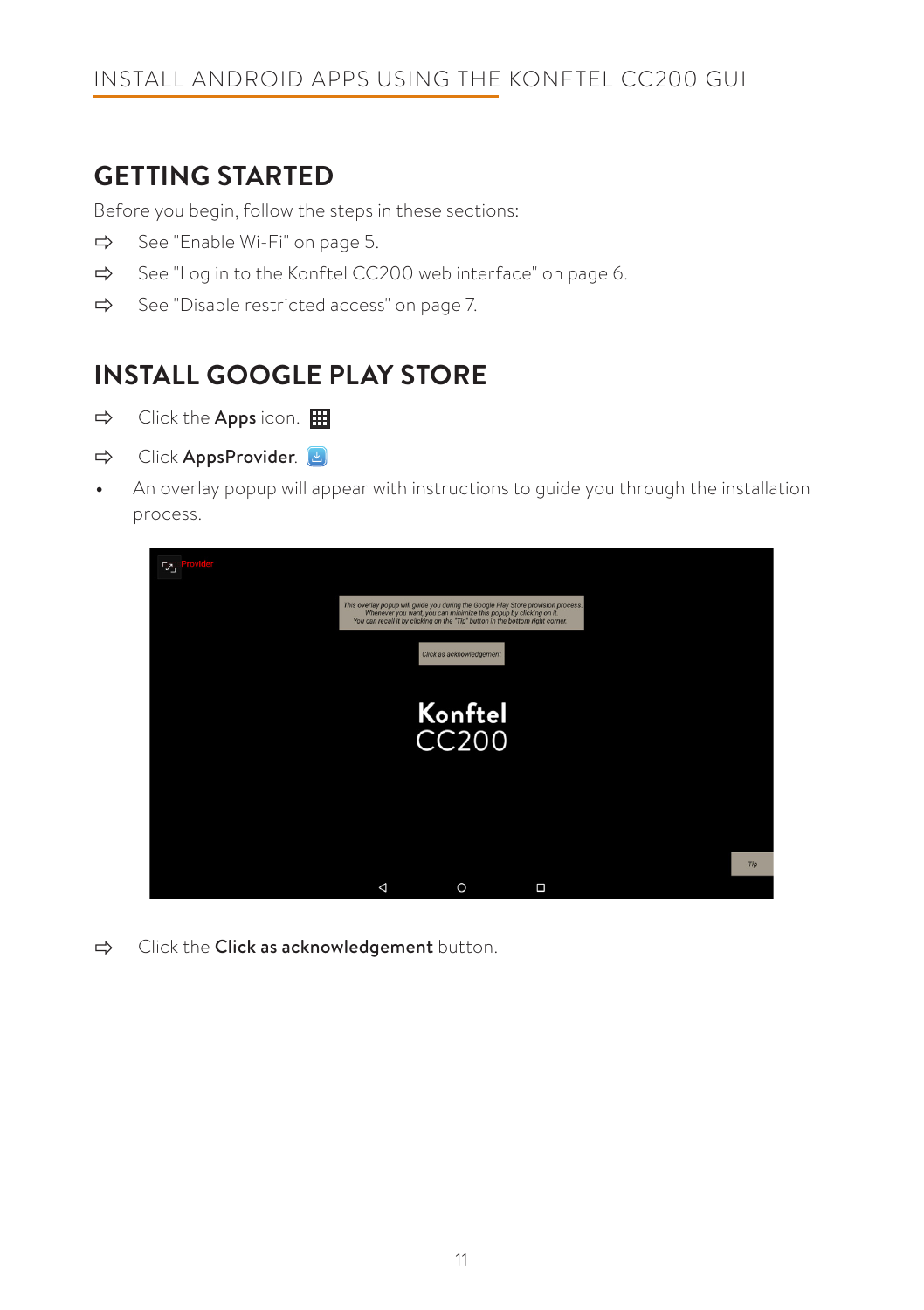## GETTING STARTED

Before you begin, follow the steps in these sections:

- ⇨ See "Enable Wi-Fi" on page 5.
- ⇨ See "Log in to the Konftel CC200 web interface" on page 6.
- ⇨ See "Disable restricted access" on page 7.

## INSTALL GOOGLE PLAY STORE

- ⇨ Click the **Apps** icon.
- ⇨ Click **AppsProvider**.
- An overlay popup will appear with instructions to guide you through the installation process.

- ⇨ Click the **Click as acknowledgement** button.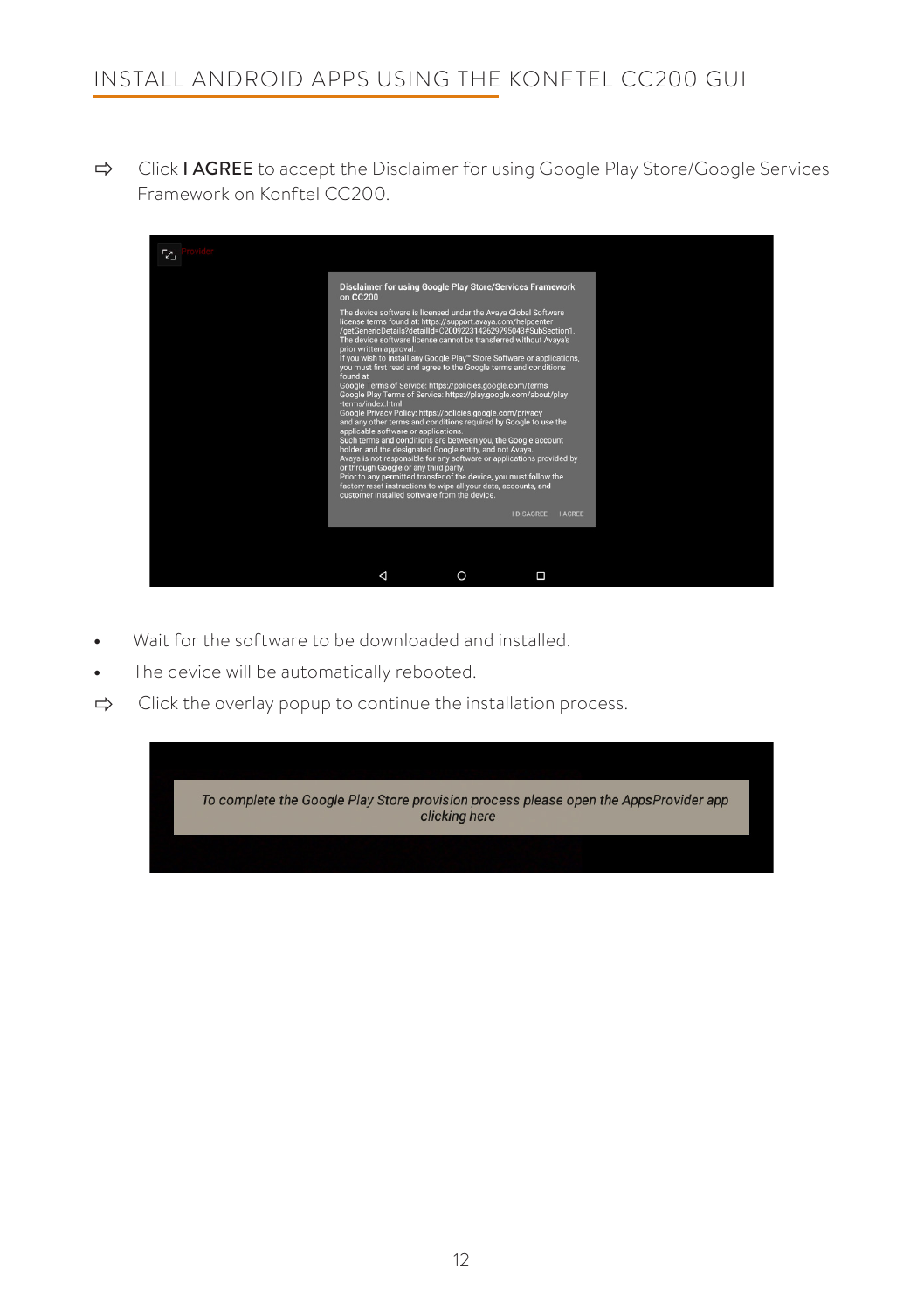## INSTALL ANDROID APPS USING THE KONFTEL CC200 GUI

⇨ Click **I AGREE** to accept the Disclaimer for using Google Play Store/Google Services Framework on Konftel CC200.

- Wait for the software to be downloaded and installed.
- The device will be automatically rebooted.

⇨ Click the overlay popup to continue the installation process.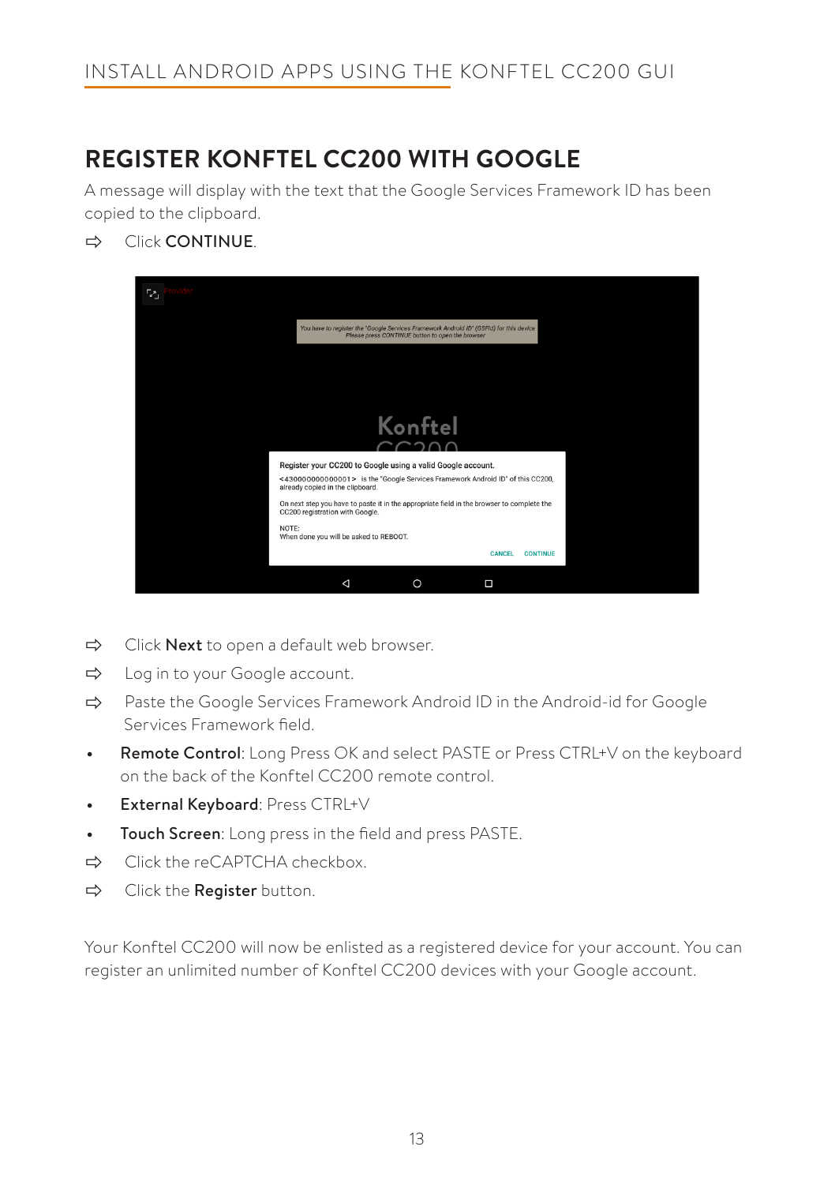## INSTALL ANDROID APPS USING THE KONFTEL CC200 GUI

# REGISTER KONFTEL CC200 WITH GOOGLE

A message will display with the text that the Google Services Framework ID has been copied to the clipboard.

⇨ Click **CONTINUE**.

⇨ Click **Next** to open a default web browser.

⇨ Log in to your Google account.

⇨ Paste the Google Services Framework Android ID in the Android-id for Google Services Framework field.

- **Remote Control**: Long Press OK and select PASTE or Press CTRL+V on the keyboard on the back of the Konftel CC200 remote control.
- **External Keyboard**: Press CTRL+V
- **Touch Screen**: Long press in the field and press PASTE.

⇨ Click the reCAPTCHA checkbox.

⇨ Click the **Register** button.

Your Konftel CC200 will now be enlisted as a registered device for your account. You can register an unlimited number of Konftel CC200 devices with your Google account.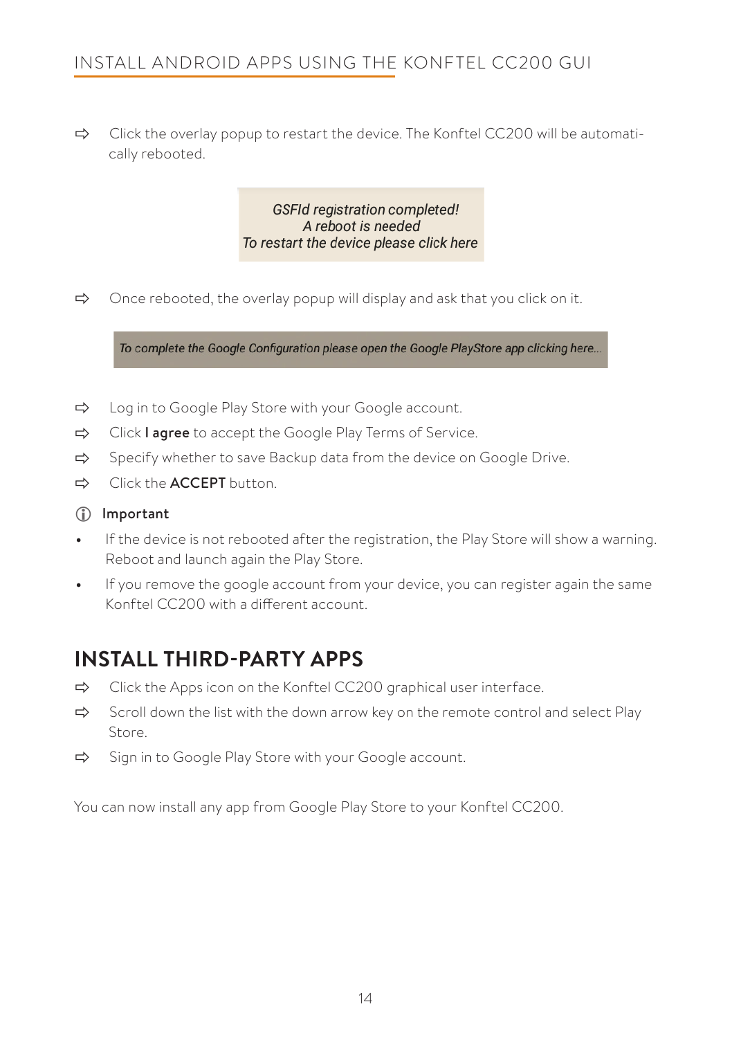- Click the overlay popup to restart the device. The Konftel CC200 will be automatically rebooted.

*GSFId registration completed!*
*A reboot is needed*
*To restart the device please click here*

- Once rebooted, the overlay popup will display and ask that you click on it.

*To complete the Google Configuration please open the Google PlayStore app clicking here...*

- Log in to Google Play Store with your Google account.
- Click **I agree** to accept the Google Play Terms of Service.
- Specify whether to save Backup data from the device on Google Drive.
- Click the **ACCEPT** button.

**Important**

- If the device is not rebooted after the registration, the Play Store will show a warning. Reboot and launch again the Play Store.
- If you remove the google account from your device, you can register again the same Konftel CC200 with a different account.

## INSTALL THIRD-PARTY APPS

- Click the Apps icon on the Konftel CC200 graphical user interface.
- Scroll down the list with the down arrow key on the remote control and select Play Store.
- Sign in to Google Play Store with your Google account.

You can now install any app from Google Play Store to your Konftel CC200.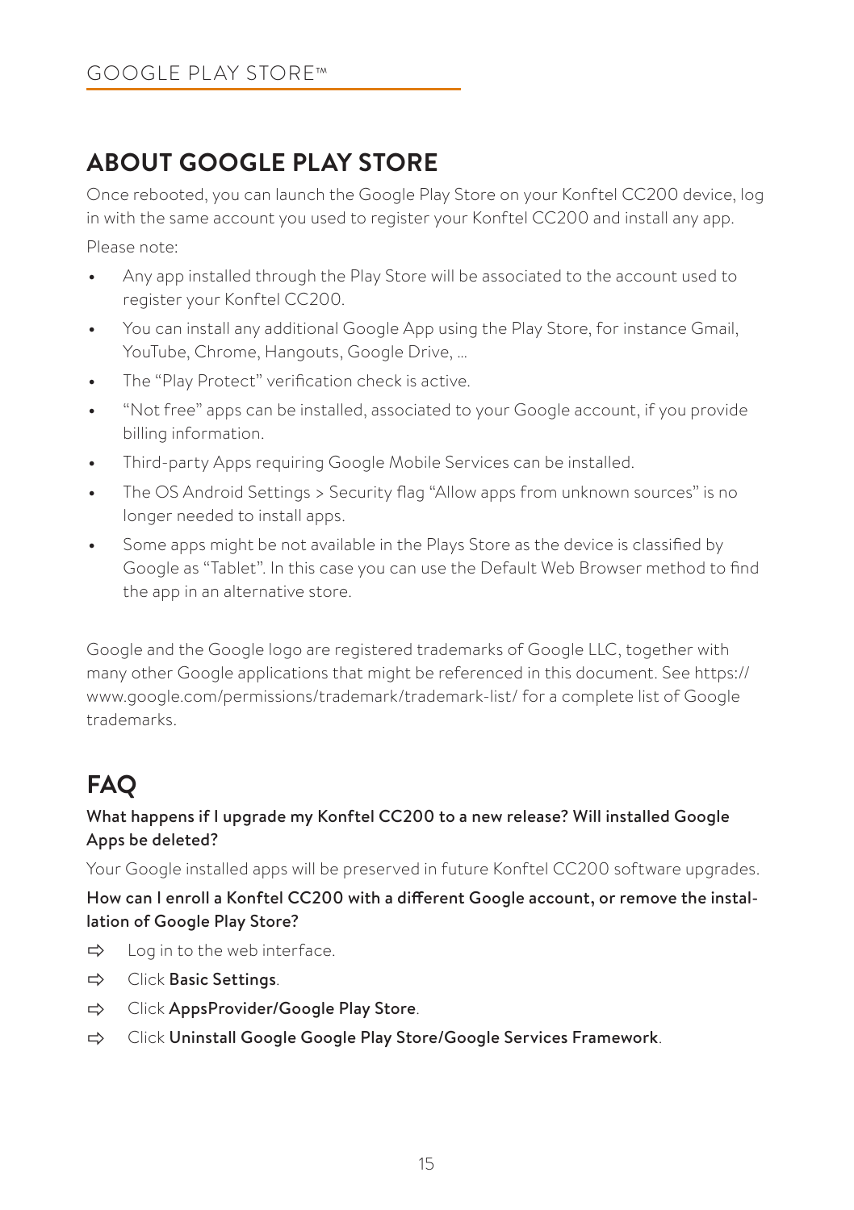# ABOUT GOOGLE PLAY STORE

Once rebooted, you can launch the Google Play Store on your Konftel CC200 device, log in with the same account you used to register your Konftel CC200 and install any app.

Please note:

- Any app installed through the Play Store will be associated to the account used to register your Konftel CC200.
- You can install any additional Google App using the Play Store, for instance Gmail, YouTube, Chrome, Hangouts, Google Drive, …
- The "Play Protect" verification check is active.
- "Not free" apps can be installed, associated to your Google account, if you provide billing information.
- Third-party Apps requiring Google Mobile Services can be installed.
- The OS Android Settings > Security flag "Allow apps from unknown sources" is no longer needed to install apps.
- Some apps might be not available in the Plays Store as the device is classified by Google as "Tablet". In this case you can use the Default Web Browser method to find the app in an alternative store.

Google and the Google logo are registered trademarks of Google LLC, together with many other Google applications that might be referenced in this document. See https://www.google.com/permissions/trademark/trademark-list/ for a complete list of Google trademarks.

# FAQ

**What happens if I upgrade my Konftel CC200 to a new release? Will installed Google Apps be deleted?**

Your Google installed apps will be preserved in future Konftel CC200 software upgrades.

**How can I enroll a Konftel CC200 with a different Google account, or remove the installation of Google Play Store?**

⇨ Log in to the web interface.

⇨ Click **Basic Settings**.

⇨ Click **AppsProvider/Google Play Store**.

⇨ Click **Uninstall Google Google Play Store/Google Services Framework**.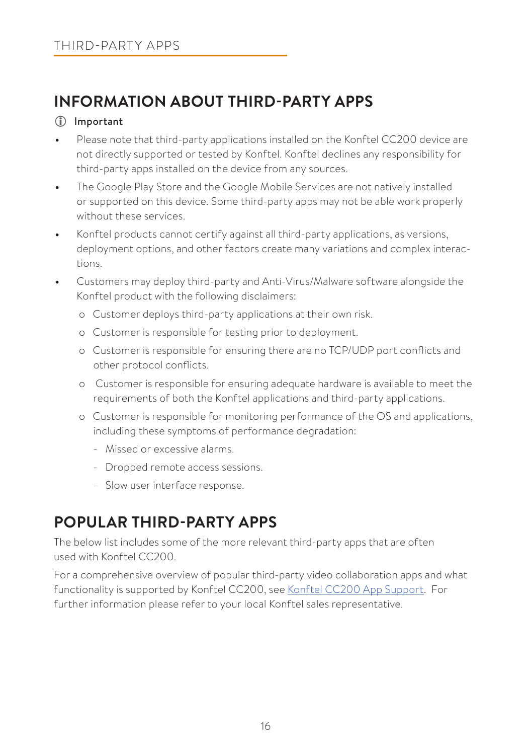# INFORMATION ABOUT THIRD-PARTY APPS

ⓘ Important

- Please note that third-party applications installed on the Konftel CC200 device are not directly supported or tested by Konftel. Konftel declines any responsibility for third-party apps installed on the device from any sources.
- The Google Play Store and the Google Mobile Services are not natively installed or supported on this device. Some third-party apps may not be able work properly without these services.
- Konftel products cannot certify against all third-party applications, as versions, deployment options, and other factors create many variations and complex interactions.
- Customers may deploy third-party and Anti-Virus/Malware software alongside the Konftel product with the following disclaimers:
  - Customer deploys third-party applications at their own risk.
  - Customer is responsible for testing prior to deployment.
  - Customer is responsible for ensuring there are no TCP/UDP port conflicts and other protocol conflicts.
  - Customer is responsible for ensuring adequate hardware is available to meet the requirements of both the Konftel applications and third-party applications.
  - Customer is responsible for monitoring performance of the OS and applications, including these symptoms of performance degradation:
    - Missed or excessive alarms.
    - Dropped remote access sessions.
    - Slow user interface response.

# POPULAR THIRD-PARTY APPS

The below list includes some of the more relevant third-party apps that are often used with Konftel CC200.

For a comprehensive overview of popular third-party video collaboration apps and what functionality is supported by Konftel CC200, see Konftel CC200 App Support. For further information please refer to your local Konftel sales representative.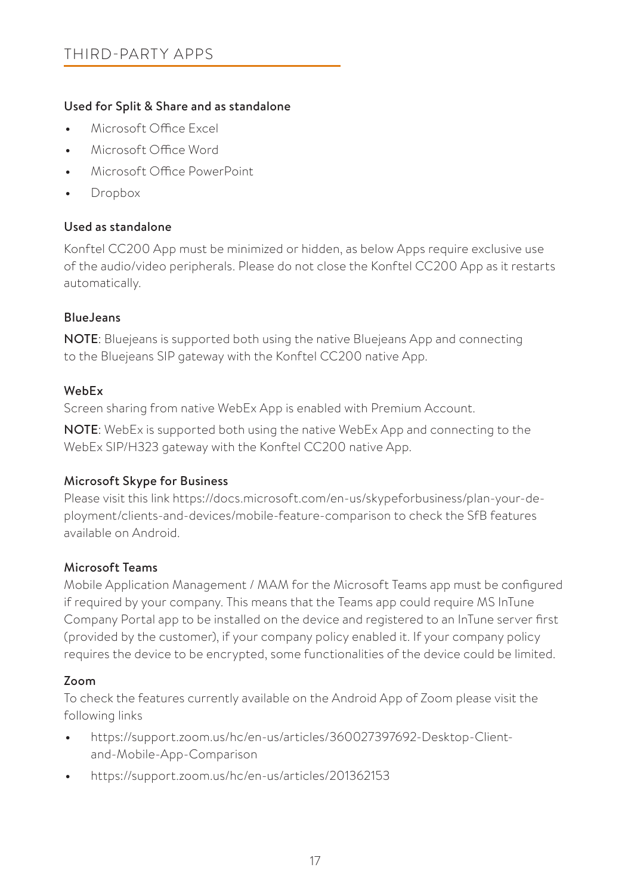# THIRD-PARTY APPS

### Used for Split & Share and as standalone

- Microsoft Office Excel
- Microsoft Office Word
- Microsoft Office PowerPoint
- Dropbox

### Used as standalone

Konftel CC200 App must be minimized or hidden, as below Apps require exclusive use of the audio/video peripherals. Please do not close the Konftel CC200 App as it restarts automatically.

### BlueJeans

**NOTE**: Bluejeans is supported both using the native Bluejeans App and connecting to the Bluejeans SIP gateway with the Konftel CC200 native App.

### WebEx

Screen sharing from native WebEx App is enabled with Premium Account.

**NOTE**: WebEx is supported both using the native WebEx App and connecting to the WebEx SIP/H323 gateway with the Konftel CC200 native App.

### Microsoft Skype for Business

Please visit this link https://docs.microsoft.com/en-us/skypeforbusiness/plan-your-deployment/clients-and-devices/mobile-feature-comparison to check the SfB features available on Android.

### Microsoft Teams

Mobile Application Management / MAM for the Microsoft Teams app must be configured if required by your company. This means that the Teams app could require MS InTune Company Portal app to be installed on the device and registered to an InTune server first (provided by the customer), if your company policy enabled it. If your company policy requires the device to be encrypted, some functionalities of the device could be limited.

### Zoom

To check the features currently available on the Android App of Zoom please visit the following links

- https://support.zoom.us/hc/en-us/articles/360027397692-Desktop-Client-and-Mobile-App-Comparison
- https://support.zoom.us/hc/en-us/articles/201362153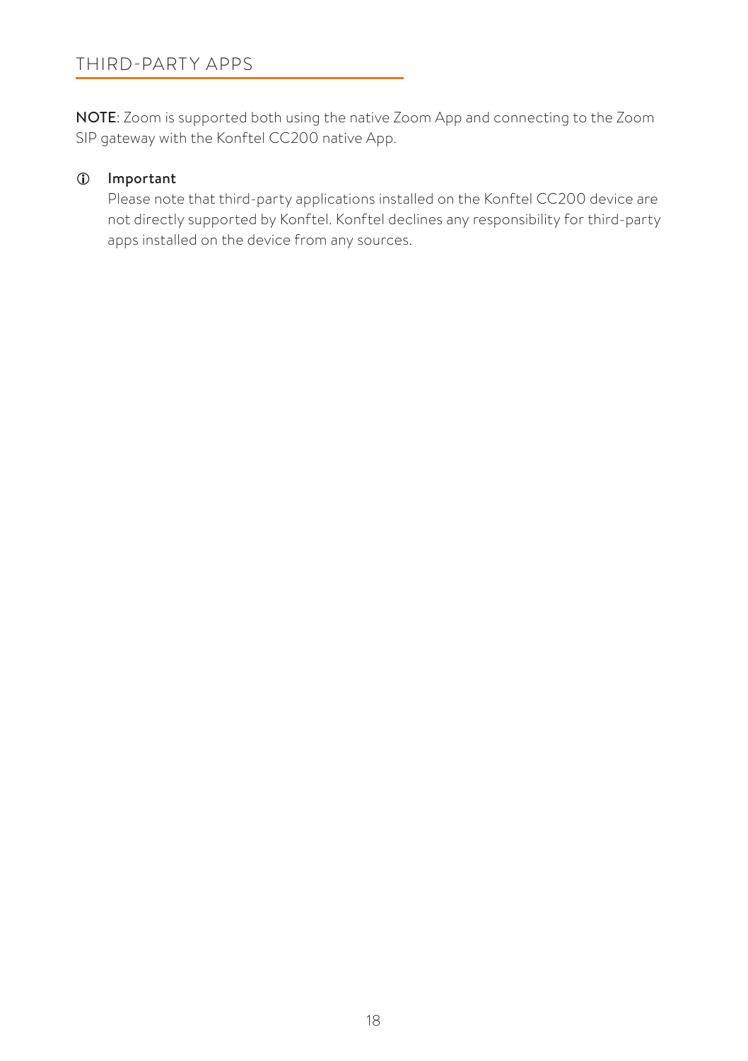## THIRD-PARTY APPS

**NOTE**: Zoom is supported both using the native Zoom App and connecting to the Zoom SIP gateway with the Konftel CC200 native App.

ⓘ **Important**

Please note that third-party applications installed on the Konftel CC200 device are not directly supported by Konftel. Konftel declines any responsibility for third-party apps installed on the device from any sources.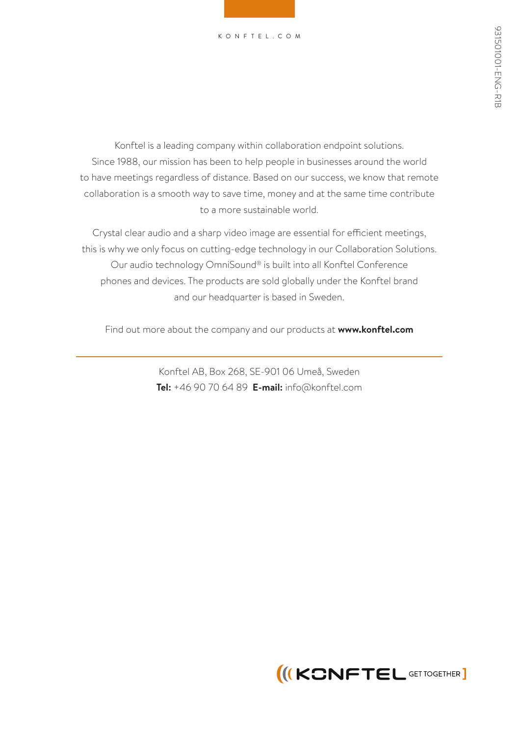Konftel is a leading company within collaboration endpoint solutions. Since 1988, our mission has been to help people in businesses around the world to have meetings regardless of distance. Based on our success, we know that remote collaboration is a smooth way to save time, money and at the same time contribute to a more sustainable world.

Crystal clear audio and a sharp video image are essential for efficient meetings, this is why we only focus on cutting-edge technology in our Collaboration Solutions. Our audio technology OmniSound® is built into all Konftel Conference phones and devices. The products are sold globally under the Konftel brand and our headquarter is based in Sweden.

Find out more about the company and our products at **www.konftel.com**

---

Konftel AB, Box 268, SE-901 06 Umeå, Sweden
**Tel:** +46 90 70 64 89 **E-mail:** info@konftel.com

KONFTEL GET TOGETHER

931501001-ENG-R1B